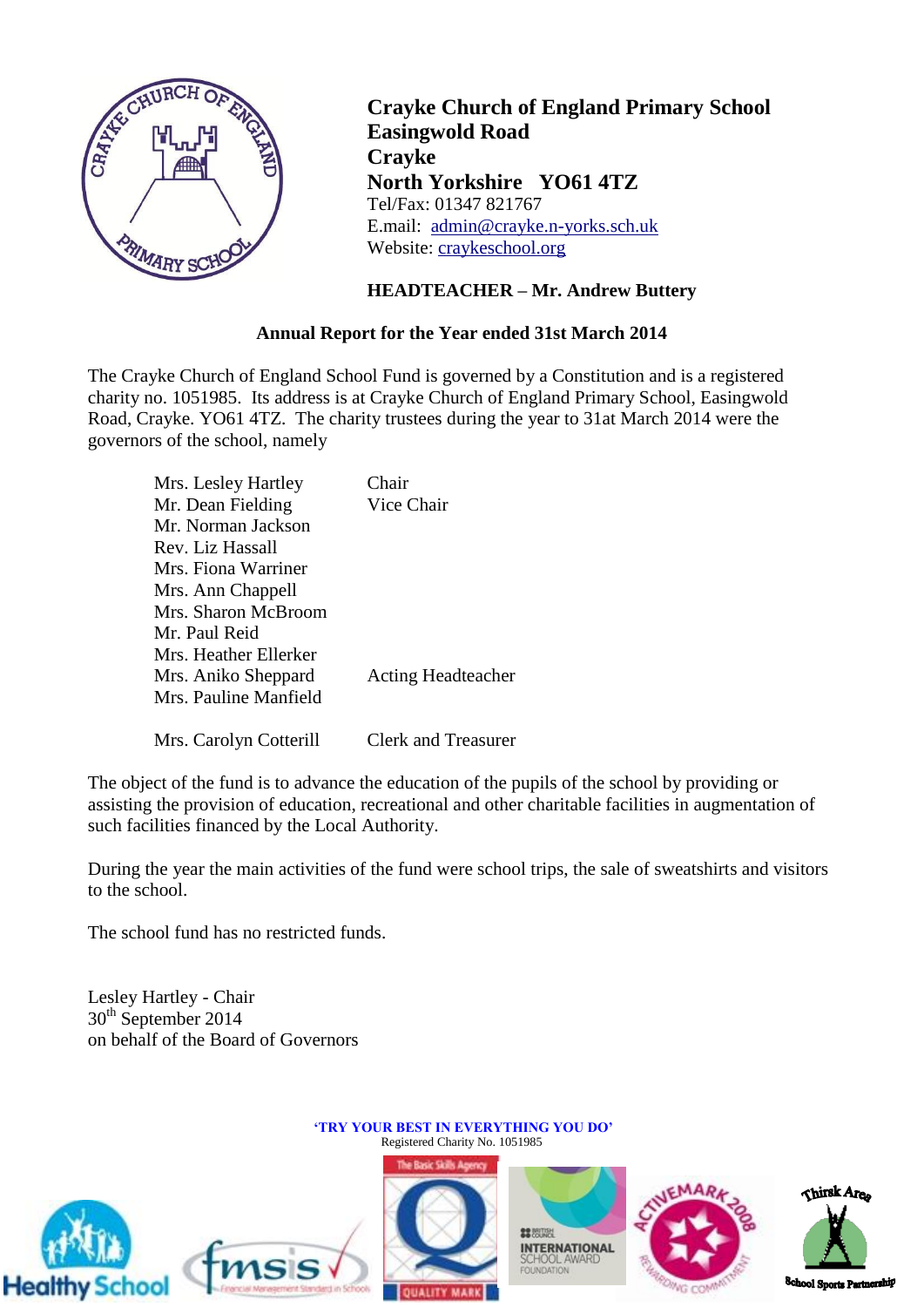**Crayke Church of England Primary School**
**Easingwold Road**
**Crayke**
**North Yorkshire YO61 4TZ**
Tel/Fax: 01347 821767
E.mail: admin@crayke.n-yorks.sch.uk
Website: craykeschool.org

**HEADTEACHER – Mr. Andrew Buttery**

**Annual Report for the Year ended 31st March 2014**

The Crayke Church of England School Fund is governed by a Constitution and is a registered charity no. 1051985. Its address is at Crayke Church of England Primary School, Easingwold Road, Crayke. YO61 4TZ. The charity trustees during the year to 31at March 2014 were the governors of the school, namely

| | |
|---|---|
| Mrs. Lesley Hartley | Chair |
| Mr. Dean Fielding | Vice Chair |
| Mr. Norman Jackson | |
| Rev. Liz Hassall | |
| Mrs. Fiona Warriner | |
| Mrs. Ann Chappell | |
| Mrs. Sharon McBroom | |
| Mr. Paul Reid | |
| Mrs. Heather Ellerker | |
| Mrs. Aniko Sheppard | Acting Headteacher |
| Mrs. Pauline Manfield | |
| | |
| Mrs. Carolyn Cotterill | Clerk and Treasurer |

The object of the fund is to advance the education of the pupils of the school by providing or assisting the provision of education, recreational and other charitable facilities in augmentation of such facilities financed by the Local Authority.

During the year the main activities of the fund were school trips, the sale of sweatshirts and visitors to the school.

The school fund has no restricted funds.

Lesley Hartley - Chair
30th September 2014
on behalf of the Board of Governors

**'TRY YOUR BEST IN EVERYTHING YOU DO'**
Registered Charity No. 1051985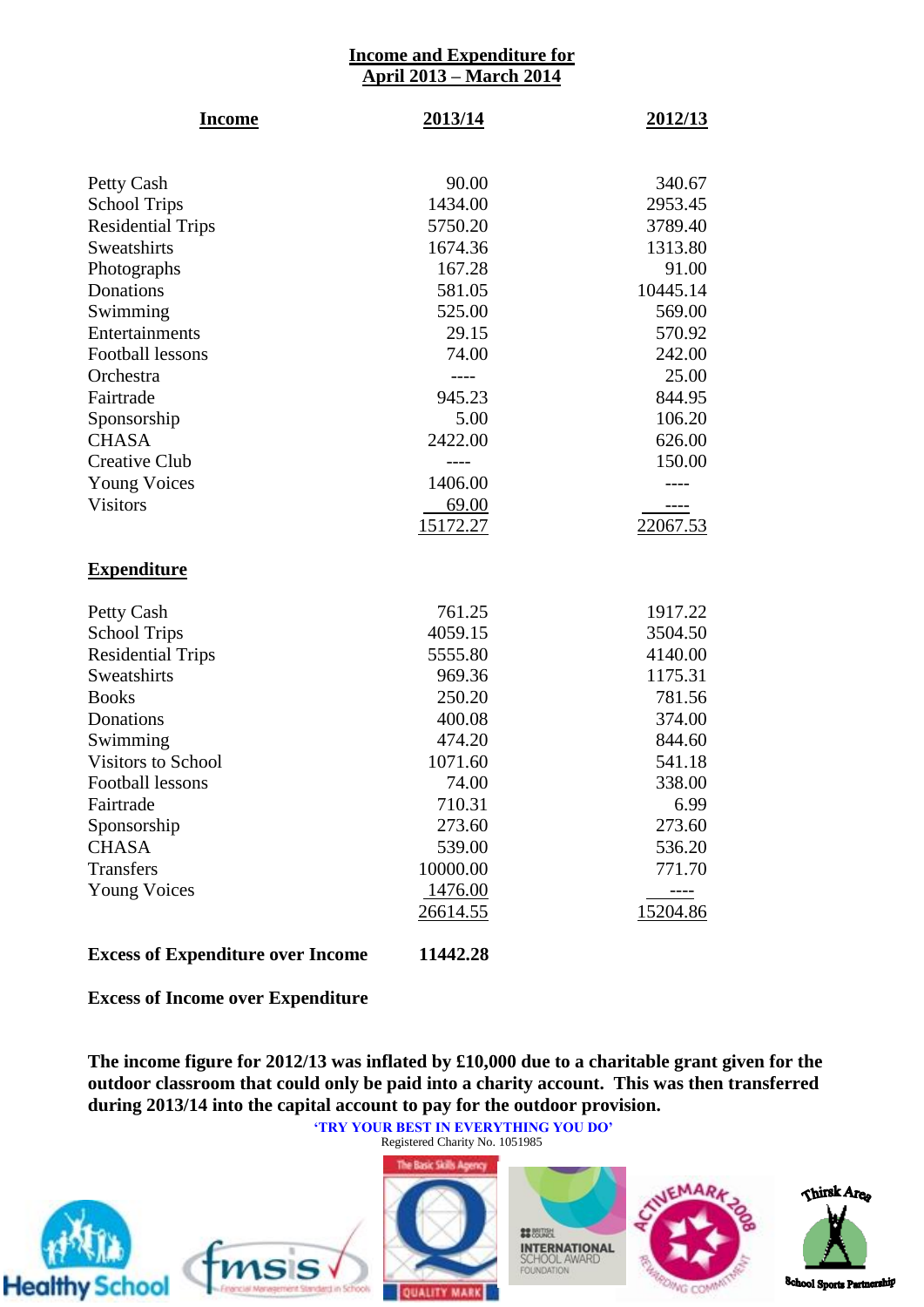## Income and Expenditure for April 2013 – March 2014

| Income | 2013/14 | 2012/13 |
|---|---|---|
| Petty Cash | 90.00 | 340.67 |
| School Trips | 1434.00 | 2953.45 |
| Residential Trips | 5750.20 | 3789.40 |
| Sweatshirts | 1674.36 | 1313.80 |
| Photographs | 167.28 | 91.00 |
| Donations | 581.05 | 10445.14 |
| Swimming | 525.00 | 569.00 |
| Entertainments | 29.15 | 570.92 |
| Football lessons | 74.00 | 242.00 |
| Orchestra | ---- | 25.00 |
| Fairtrade | 945.23 | 844.95 |
| Sponsorship | 5.00 | 106.20 |
| CHASA | 2422.00 | 626.00 |
| Creative Club | ---- | 150.00 |
| Young Voices | 1406.00 | ---- |
| Visitors | 69.00 | ---- |
| | 15172.27 | 22067.53 |

| Expenditure | 2013/14 | 2012/13 |
|---|---|---|
| Petty Cash | 761.25 | 1917.22 |
| School Trips | 4059.15 | 3504.50 |
| Residential Trips | 5555.80 | 4140.00 |
| Sweatshirts | 969.36 | 1175.31 |
| Books | 250.20 | 781.56 |
| Donations | 400.08 | 374.00 |
| Swimming | 474.20 | 844.60 |
| Visitors to School | 1071.60 | 541.18 |
| Football lessons | 74.00 | 338.00 |
| Fairtrade | 710.31 | 6.99 |
| Sponsorship | 273.60 | 273.60 |
| CHASA | 539.00 | 536.20 |
| Transfers | 10000.00 | 771.70 |
| Young Voices | 1476.00 | ---- |
| | 26614.55 | 15204.86 |

| | | |
|---|---|---|
| **Excess of Expenditure over Income** | **11442.28** | |
| **Excess of Income over Expenditure** | | |

**The income figure for 2012/13 was inflated by £10,000 due to a charitable grant given for the outdoor classroom that could only be paid into a charity account. This was then transferred during 2013/14 into the capital account to pay for the outdoor provision.**

**'TRY YOUR BEST IN EVERYTHING YOU DO'**

Registered Charity No. 1051985